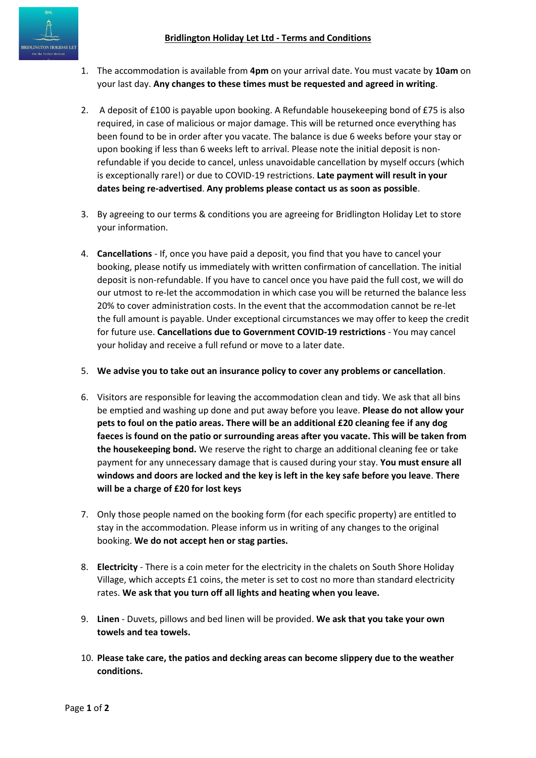# Bridlington Holiday Let Ltd - Terms and Conditions

1. The accommodation is available from **4pm** on your arrival date. You must vacate by **10am** on your last day. **Any changes to these times must be requested and agreed in writing**.

2. A deposit of £100 is payable upon booking. A Refundable housekeeping bond of £75 is also required, in case of malicious or major damage. This will be returned once everything has been found to be in order after you vacate. The balance is due 6 weeks before your stay or upon booking if less than 6 weeks left to arrival. Please note the initial deposit is non-refundable if you decide to cancel, unless unavoidable cancellation by myself occurs (which is exceptionally rare!) or due to COVID-19 restrictions. **Late payment will result in your dates being re-advertised**. **Any problems please contact us as soon as possible**.

3. By agreeing to our terms & conditions you are agreeing for Bridlington Holiday Let to store your information.

4. **Cancellations** - If, once you have paid a deposit, you find that you have to cancel your booking, please notify us immediately with written confirmation of cancellation. The initial deposit is non-refundable. If you have to cancel once you have paid the full cost, we will do our utmost to re-let the accommodation in which case you will be returned the balance less 20% to cover administration costs. In the event that the accommodation cannot be re-let the full amount is payable. Under exceptional circumstances we may offer to keep the credit for future use. **Cancellations due to Government COVID-19 restrictions** - You may cancel your holiday and receive a full refund or move to a later date.

5. **We advise you to take out an insurance policy to cover any problems or cancellation**.

6. Visitors are responsible for leaving the accommodation clean and tidy. We ask that all bins be emptied and washing up done and put away before you leave. **Please do not allow your pets to foul on the patio areas. There will be an additional £20 cleaning fee if any dog faeces is found on the patio or surrounding areas after you vacate. This will be taken from the housekeeping bond.** We reserve the right to charge an additional cleaning fee or take payment for any unnecessary damage that is caused during your stay. **You must ensure all windows and doors are locked and the key is left in the key safe before you leave**. **There will be a charge of £20 for lost keys**

7. Only those people named on the booking form (for each specific property) are entitled to stay in the accommodation. Please inform us in writing of any changes to the original booking. **We do not accept hen or stag parties.**

8. **Electricity** - There is a coin meter for the electricity in the chalets on South Shore Holiday Village, which accepts £1 coins, the meter is set to cost no more than standard electricity rates. **We ask that you turn off all lights and heating when you leave.**

9. **Linen** - Duvets, pillows and bed linen will be provided. **We ask that you take your own towels and tea towels.**

10. **Please take care, the patios and decking areas can become slippery due to the weather conditions.**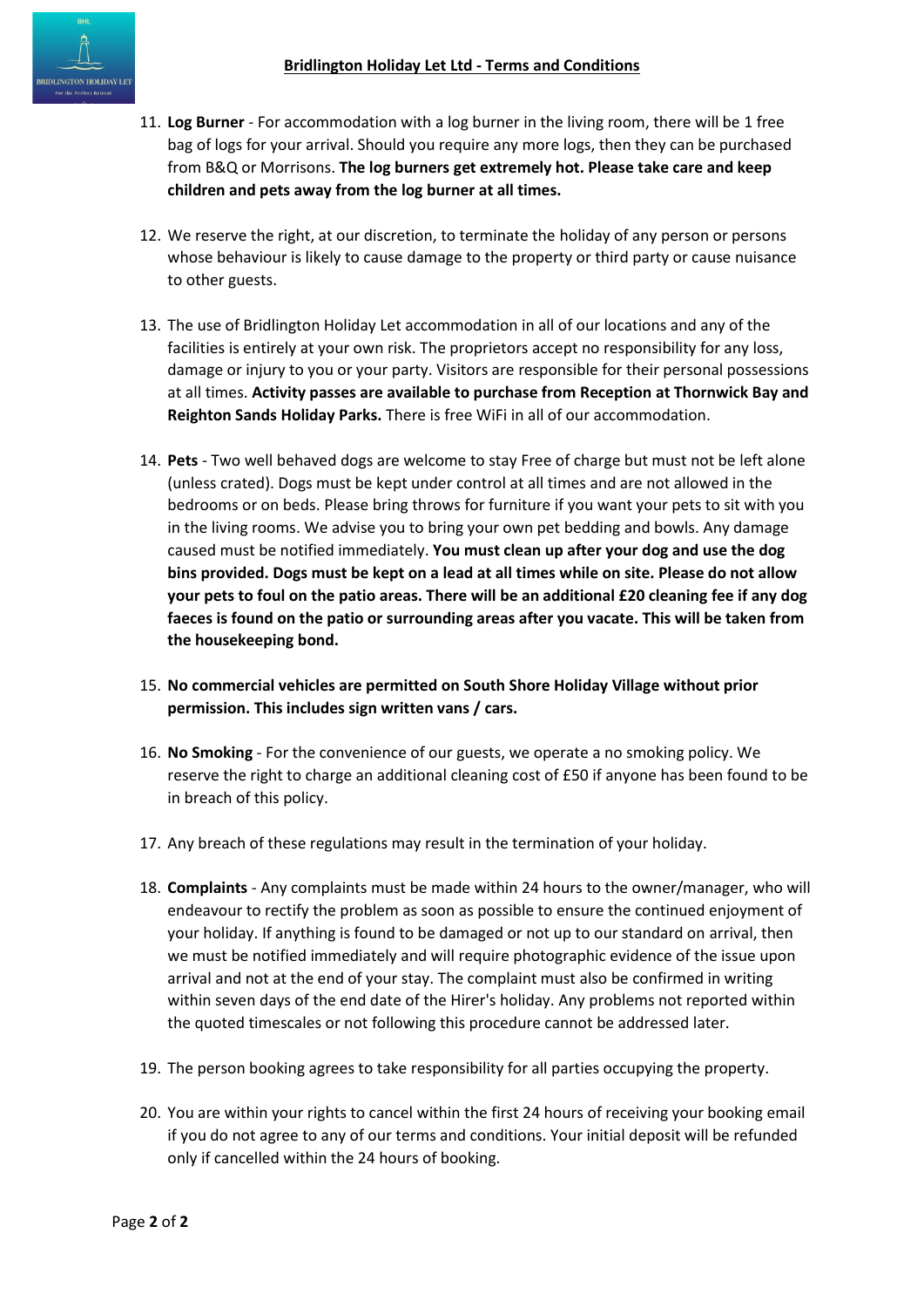**Bridlington Holiday Let Ltd - Terms and Conditions**

11. **Log Burner** - For accommodation with a log burner in the living room, there will be 1 free bag of logs for your arrival. Should you require any more logs, then they can be purchased from B&Q or Morrisons. **The log burners get extremely hot. Please take care and keep children and pets away from the log burner at all times.**

12. We reserve the right, at our discretion, to terminate the holiday of any person or persons whose behaviour is likely to cause damage to the property or third party or cause nuisance to other guests.

13. The use of Bridlington Holiday Let accommodation in all of our locations and any of the facilities is entirely at your own risk. The proprietors accept no responsibility for any loss, damage or injury to you or your party. Visitors are responsible for their personal possessions at all times. **Activity passes are available to purchase from Reception at Thornwick Bay and Reighton Sands Holiday Parks.** There is free WiFi in all of our accommodation.

14. **Pets** - Two well behaved dogs are welcome to stay Free of charge but must not be left alone (unless crated). Dogs must be kept under control at all times and are not allowed in the bedrooms or on beds. Please bring throws for furniture if you want your pets to sit with you in the living rooms. We advise you to bring your own pet bedding and bowls. Any damage caused must be notified immediately. **You must clean up after your dog and use the dog bins provided. Dogs must be kept on a lead at all times while on site. Please do not allow your pets to foul on the patio areas. There will be an additional £20 cleaning fee if any dog faeces is found on the patio or surrounding areas after you vacate. This will be taken from the housekeeping bond.**

15. **No commercial vehicles are permitted on South Shore Holiday Village without prior permission. This includes sign written vans / cars.**

16. **No Smoking** - For the convenience of our guests, we operate a no smoking policy. We reserve the right to charge an additional cleaning cost of £50 if anyone has been found to be in breach of this policy.

17. Any breach of these regulations may result in the termination of your holiday.

18. **Complaints** - Any complaints must be made within 24 hours to the owner/manager, who will endeavour to rectify the problem as soon as possible to ensure the continued enjoyment of your holiday. If anything is found to be damaged or not up to our standard on arrival, then we must be notified immediately and will require photographic evidence of the issue upon arrival and not at the end of your stay. The complaint must also be confirmed in writing within seven days of the end date of the Hirer's holiday. Any problems not reported within the quoted timescales or not following this procedure cannot be addressed later.

19. The person booking agrees to take responsibility for all parties occupying the property.

20. You are within your rights to cancel within the first 24 hours of receiving your booking email if you do not agree to any of our terms and conditions. Your initial deposit will be refunded only if cancelled within the 24 hours of booking.